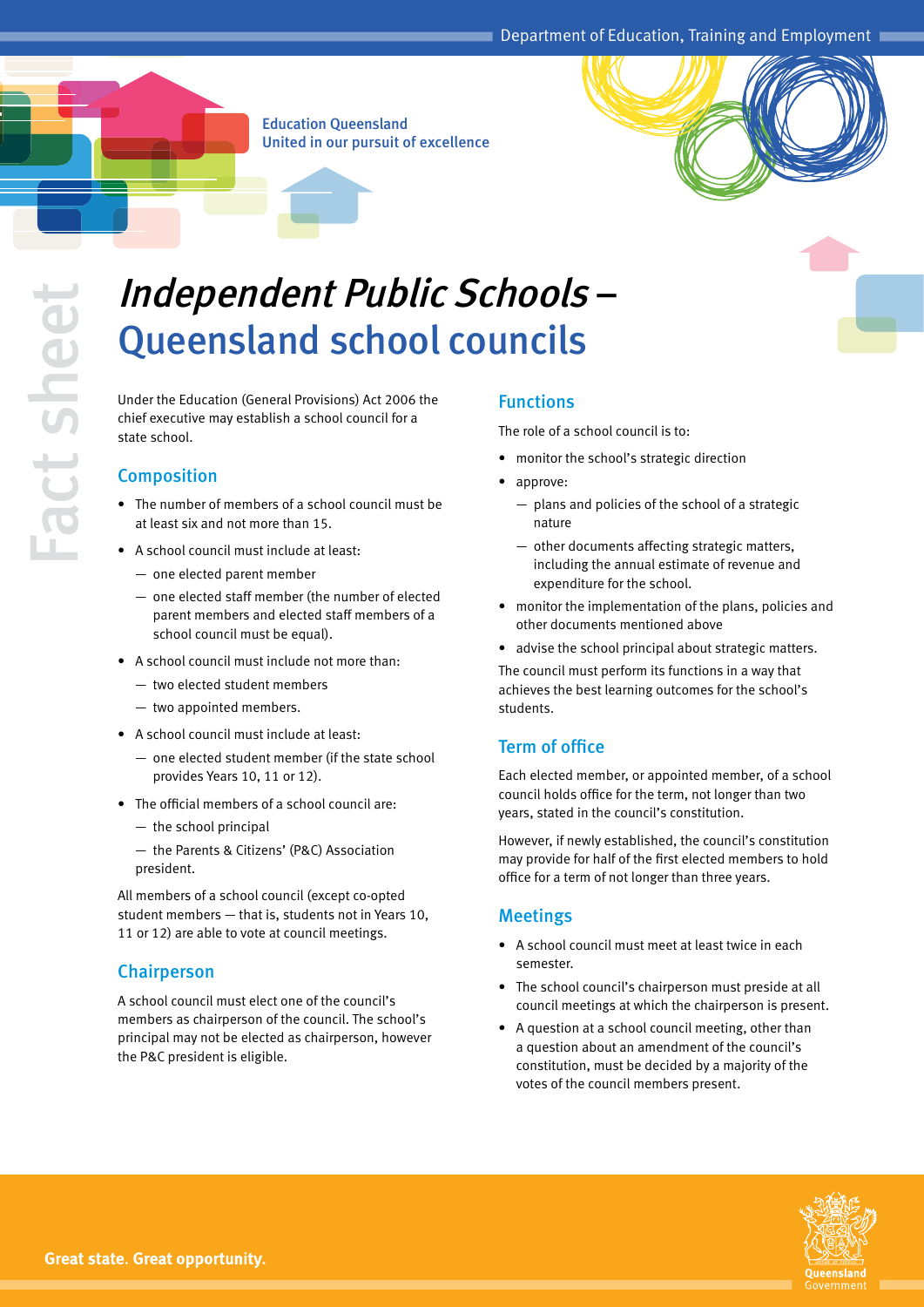Education Queensland
United in our pursuit of excellence

Fact sheet

# *Independent Public Schools* – Queensland school councils

Under the Education (General Provisions) Act 2006 the chief executive may establish a school council for a state school.

## Composition

- The number of members of a school council must be at least six and not more than 15.
- A school council must include at least:
  - one elected parent member
  - one elected staff member (the number of elected parent members and elected staff members of a school council must be equal).
- A school council must include not more than:
  - two elected student members
  - two appointed members.
- A school council must include at least:
  - one elected student member (if the state school provides Years 10, 11 or 12).
- The official members of a school council are:
  - the school principal
  - the Parents & Citizens' (P&C) Association president.

All members of a school council (except co-opted student members — that is, students not in Years 10, 11 or 12) are able to vote at council meetings.

## Chairperson

A school council must elect one of the council's members as chairperson of the council. The school's principal may not be elected as chairperson, however the P&C president is eligible.

## Functions

The role of a school council is to:

- monitor the school's strategic direction
- approve:
  - plans and policies of the school of a strategic nature
  - other documents affecting strategic matters, including the annual estimate of revenue and expenditure for the school.
- monitor the implementation of the plans, policies and other documents mentioned above
- advise the school principal about strategic matters.

The council must perform its functions in a way that achieves the best learning outcomes for the school's students.

## Term of office

Each elected member, or appointed member, of a school council holds office for the term, not longer than two years, stated in the council's constitution.

However, if newly established, the council's constitution may provide for half of the first elected members to hold office for a term of not longer than three years.

## Meetings

- A school council must meet at least twice in each semester.
- The school council's chairperson must preside at all council meetings at which the chairperson is present.
- A question at a school council meeting, other than a question about an amendment of the council's constitution, must be decided by a majority of the votes of the council members present.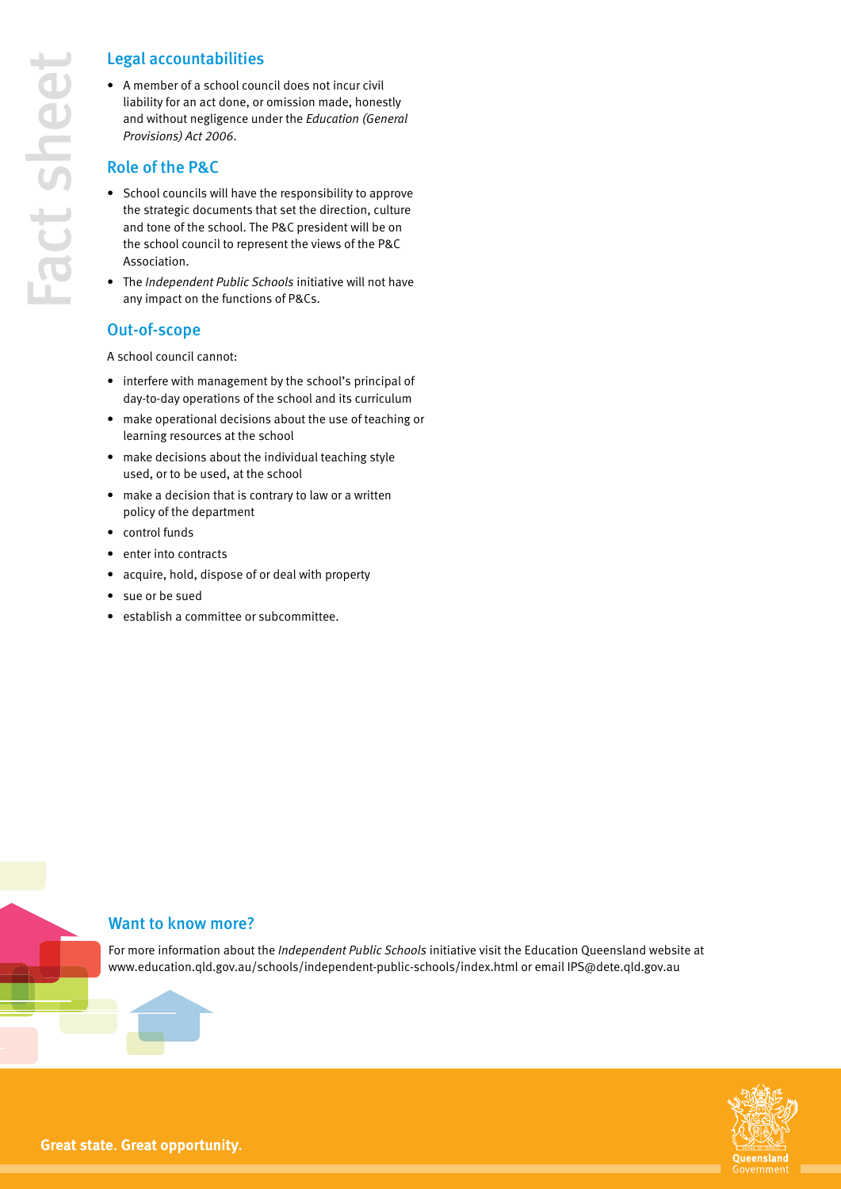## Legal accountabilities

- A member of a school council does not incur civil liability for an act done, or omission made, honestly and without negligence under the *Education (General Provisions) Act 2006*.

## Role of the P&C

- School councils will have the responsibility to approve the strategic documents that set the direction, culture and tone of the school. The P&C president will be on the school council to represent the views of the P&C Association.
- The *Independent Public Schools* initiative will not have any impact on the functions of P&Cs.

## Out-of-scope

A school council cannot:

- interfere with management by the school's principal of day-to-day operations of the school and its curriculum
- make operational decisions about the use of teaching or learning resources at the school
- make decisions about the individual teaching style used, or to be used, at the school
- make a decision that is contrary to law or a written policy of the department
- control funds
- enter into contracts
- acquire, hold, dispose of or deal with property
- sue or be sued
- establish a committee or subcommittee.

## Want to know more?

For more information about the *Independent Public Schools* initiative visit the Education Queensland website at www.education.qld.gov.au/schools/independent-public-schools/index.html or email IPS@dete.qld.gov.au

**Great state. Great opportunity.**